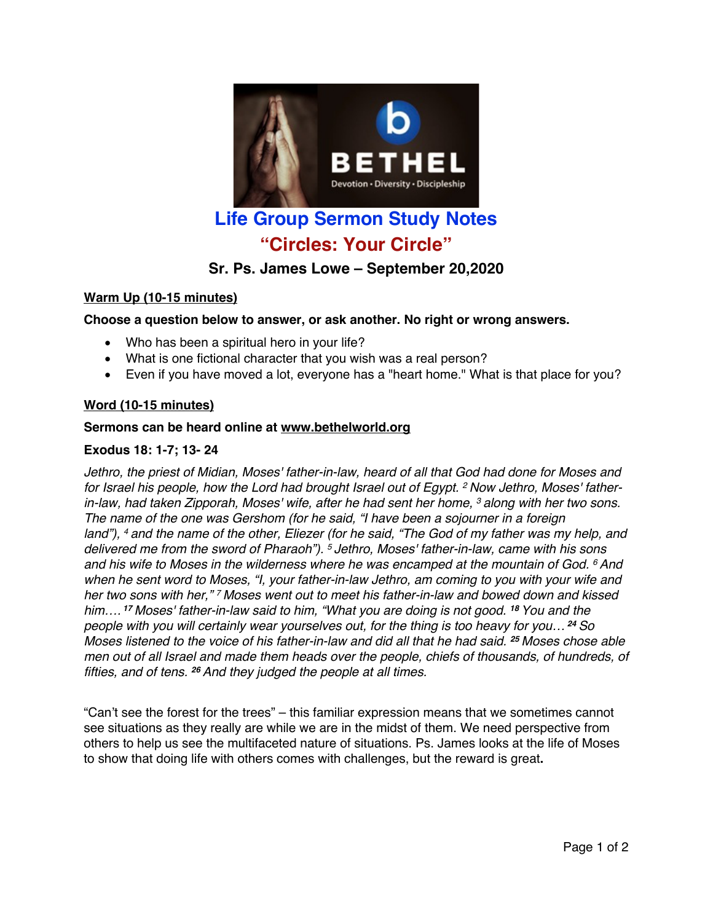# Life Group Sermon Study Notes

## "Circles: Your Circle"

### Sr. Ps. James Lowe – September 20,2020

**Warm Up (10-15 minutes)**

**Choose a question below to answer, or ask another. No right or wrong answers.**

- Who has been a spiritual hero in your life?
- What is one fictional character that you wish was a real person?
- Even if you have moved a lot, everyone has a "heart home." What is that place for you?

**Word (10-15 minutes)**

**Sermons can be heard online at www.bethelworld.org**

**Exodus 18: 1-7; 13- 24**

*Jethro, the priest of Midian, Moses' father-in-law, heard of all that God had done for Moses and for Israel his people, how the Lord had brought Israel out of Egypt. [2] Now Jethro, Moses' father-in-law, had taken Zipporah, Moses' wife, after he had sent her home, [3] along with her two sons. The name of the one was Gershom (for he said, "I have been a sojourner in a foreign land"), [4] and the name of the other, Eliezer (for he said, "The God of my father was my help, and delivered me from the sword of Pharaoh"). [5] Jethro, Moses' father-in-law, came with his sons and his wife to Moses in the wilderness where he was encamped at the mountain of God. [6] And when he sent word to Moses, "I, your father-in-law Jethro, am coming to you with your wife and her two sons with her," [7] Moses went out to meet his father-in-law and bowed down and kissed him…. [17] Moses' father-in-law said to him, "What you are doing is not good. [18] You and the people with you will certainly wear yourselves out, for the thing is too heavy for you… [24] So Moses listened to the voice of his father-in-law and did all that he had said. [25] Moses chose able men out of all Israel and made them heads over the people, chiefs of thousands, of hundreds, of fifties, and of tens. [26] And they judged the people at all times.*

"Can't see the forest for the trees" – this familiar expression means that we sometimes cannot see situations as they really are while we are in the midst of them. We need perspective from others to help us see the multifaceted nature of situations. Ps. James looks at the life of Moses to show that doing life with others comes with challenges, but the reward is great**.**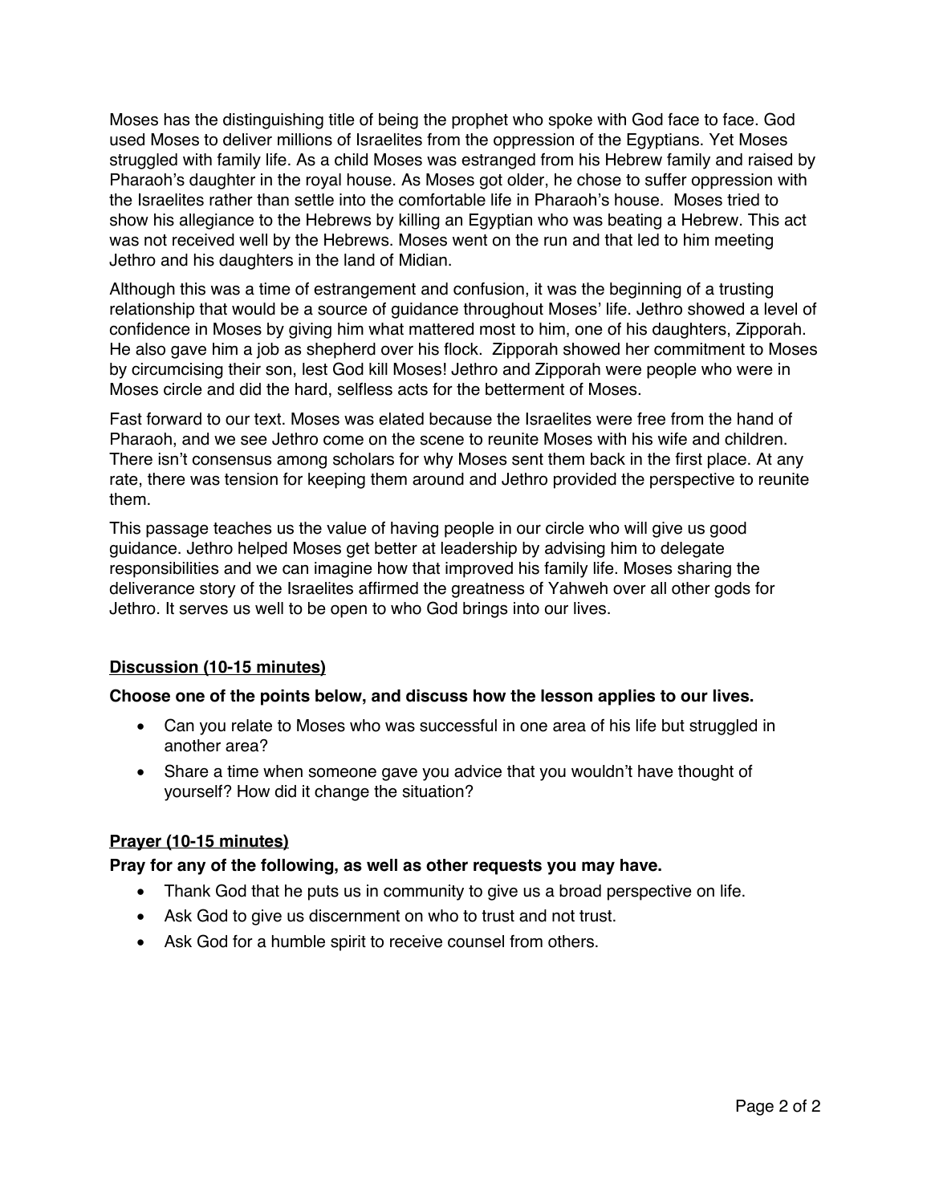Moses has the distinguishing title of being the prophet who spoke with God face to face. God used Moses to deliver millions of Israelites from the oppression of the Egyptians. Yet Moses struggled with family life. As a child Moses was estranged from his Hebrew family and raised by Pharaoh's daughter in the royal house. As Moses got older, he chose to suffer oppression with the Israelites rather than settle into the comfortable life in Pharaoh's house. Moses tried to show his allegiance to the Hebrews by killing an Egyptian who was beating a Hebrew. This act was not received well by the Hebrews. Moses went on the run and that led to him meeting Jethro and his daughters in the land of Midian.

Although this was a time of estrangement and confusion, it was the beginning of a trusting relationship that would be a source of guidance throughout Moses' life. Jethro showed a level of confidence in Moses by giving him what mattered most to him, one of his daughters, Zipporah. He also gave him a job as shepherd over his flock. Zipporah showed her commitment to Moses by circumcising their son, lest God kill Moses! Jethro and Zipporah were people who were in Moses circle and did the hard, selfless acts for the betterment of Moses.

Fast forward to our text. Moses was elated because the Israelites were free from the hand of Pharaoh, and we see Jethro come on the scene to reunite Moses with his wife and children. There isn't consensus among scholars for why Moses sent them back in the first place. At any rate, there was tension for keeping them around and Jethro provided the perspective to reunite them.

This passage teaches us the value of having people in our circle who will give us good guidance. Jethro helped Moses get better at leadership by advising him to delegate responsibilities and we can imagine how that improved his family life. Moses sharing the deliverance story of the Israelites affirmed the greatness of Yahweh over all other gods for Jethro. It serves us well to be open to who God brings into our lives.

## Discussion (10-15 minutes)

**Choose one of the points below, and discuss how the lesson applies to our lives.**

- Can you relate to Moses who was successful in one area of his life but struggled in another area?
- Share a time when someone gave you advice that you wouldn't have thought of yourself? How did it change the situation?

## Prayer (10-15 minutes)

**Pray for any of the following, as well as other requests you may have.**

- Thank God that he puts us in community to give us a broad perspective on life.
- Ask God to give us discernment on who to trust and not trust.
- Ask God for a humble spirit to receive counsel from others.